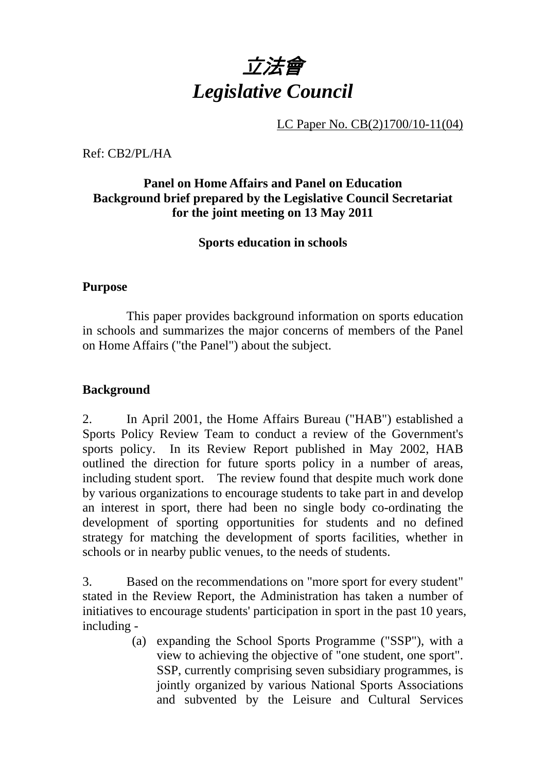# 立法會
# *Legislative Council*

LC Paper No. CB(2)1700/10-11(04)

Ref: CB2/PL/HA

**Panel on Home Affairs and Panel on Education**
**Background brief prepared by the Legislative Council Secretariat for the joint meeting on 13 May 2011**

**Sports education in schools**

## Purpose

This paper provides background information on sports education in schools and summarizes the major concerns of members of the Panel on Home Affairs ("the Panel") about the subject.

## Background

2. In April 2001, the Home Affairs Bureau ("HAB") established a Sports Policy Review Team to conduct a review of the Government's sports policy. In its Review Report published in May 2002, HAB outlined the direction for future sports policy in a number of areas, including student sport. The review found that despite much work done by various organizations to encourage students to take part in and develop an interest in sport, there had been no single body co-ordinating the development of sporting opportunities for students and no defined strategy for matching the development of sports facilities, whether in schools or in nearby public venues, to the needs of students.

3. Based on the recommendations on "more sport for every student" stated in the Review Report, the Administration has taken a number of initiatives to encourage students' participation in sport in the past 10 years, including -

(a) expanding the School Sports Programme ("SSP"), with a view to achieving the objective of "one student, one sport". SSP, currently comprising seven subsidiary programmes, is jointly organized by various National Sports Associations and subvented by the Leisure and Cultural Services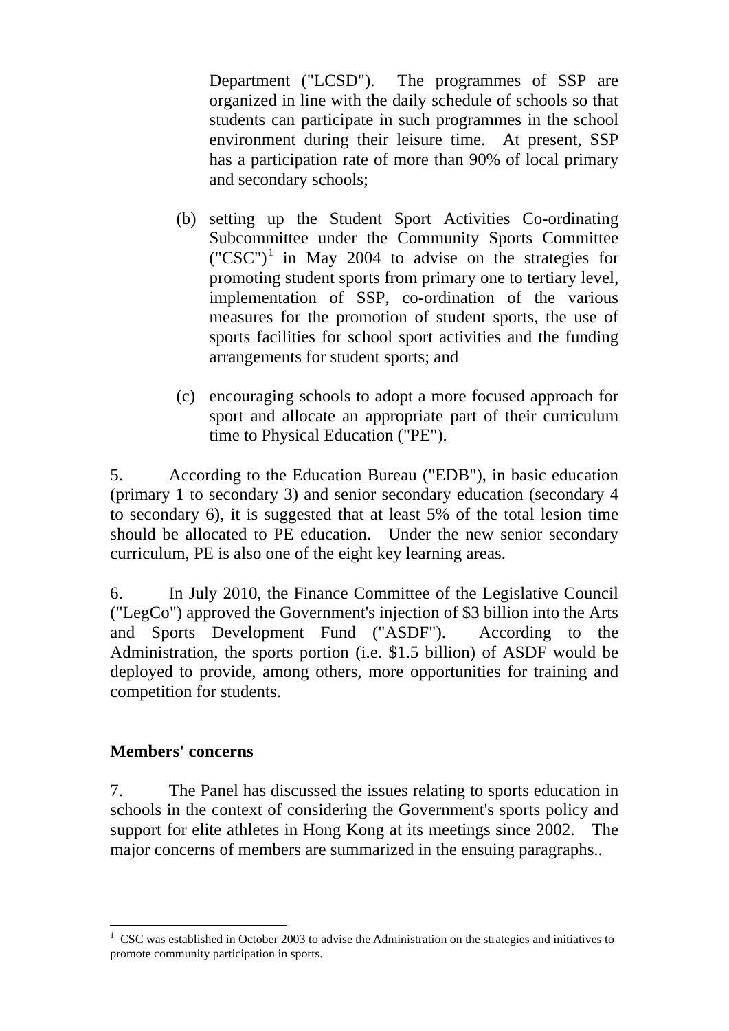Department ("LCSD"). The programmes of SSP are organized in line with the daily schedule of schools so that students can participate in such programmes in the school environment during their leisure time. At present, SSP has a participation rate of more than 90% of local primary and secondary schools;

(b) setting up the Student Sport Activities Co-ordinating Subcommittee under the Community Sports Committee ("CSC")[1] in May 2004 to advise on the strategies for promoting student sports from primary one to tertiary level, implementation of SSP, co-ordination of the various measures for the promotion of student sports, the use of sports facilities for school sport activities and the funding arrangements for student sports; and

(c) encouraging schools to adopt a more focused approach for sport and allocate an appropriate part of their curriculum time to Physical Education ("PE").

5. According to the Education Bureau ("EDB"), in basic education (primary 1 to secondary 3) and senior secondary education (secondary 4 to secondary 6), it is suggested that at least 5% of the total lesion time should be allocated to PE education. Under the new senior secondary curriculum, PE is also one of the eight key learning areas.

6. In July 2010, the Finance Committee of the Legislative Council ("LegCo") approved the Government's injection of $3 billion into the Arts and Sports Development Fund ("ASDF"). According to the Administration, the sports portion (i.e. $1.5 billion) of ASDF would be deployed to provide, among others, more opportunities for training and competition for students.

## Members' concerns

7. The Panel has discussed the issues relating to sports education in schools in the context of considering the Government's sports policy and support for elite athletes in Hong Kong at its meetings since 2002. The major concerns of members are summarized in the ensuing paragraphs..

---

[1] CSC was established in October 2003 to advise the Administration on the strategies and initiatives to promote community participation in sports.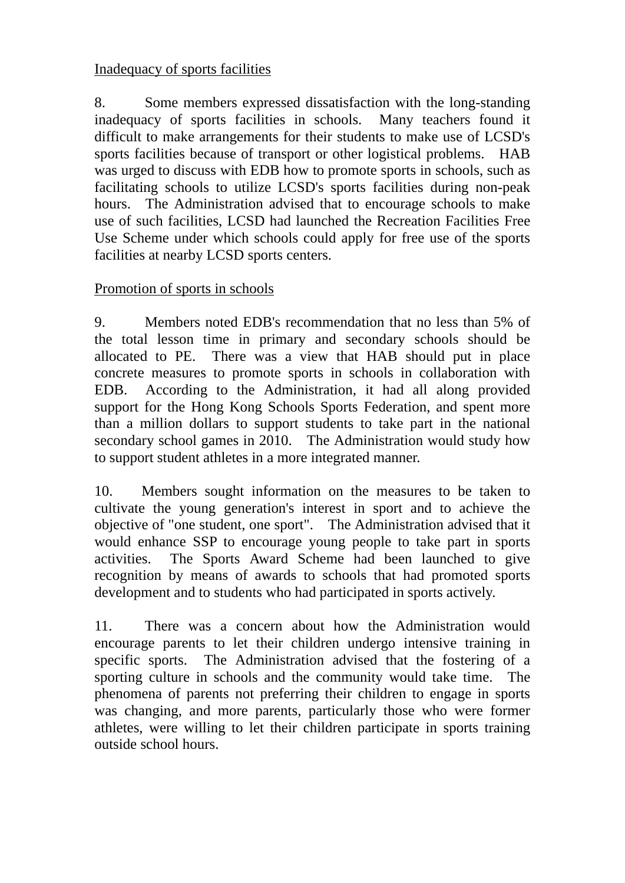<u>Inadequacy of sports facilities</u>

8. Some members expressed dissatisfaction with the long-standing inadequacy of sports facilities in schools. Many teachers found it difficult to make arrangements for their students to make use of LCSD's sports facilities because of transport or other logistical problems. HAB was urged to discuss with EDB how to promote sports in schools, such as facilitating schools to utilize LCSD's sports facilities during non-peak hours. The Administration advised that to encourage schools to make use of such facilities, LCSD had launched the Recreation Facilities Free Use Scheme under which schools could apply for free use of the sports facilities at nearby LCSD sports centers.

<u>Promotion of sports in schools</u>

9. Members noted EDB's recommendation that no less than 5% of the total lesson time in primary and secondary schools should be allocated to PE. There was a view that HAB should put in place concrete measures to promote sports in schools in collaboration with EDB. According to the Administration, it had all along provided support for the Hong Kong Schools Sports Federation, and spent more than a million dollars to support students to take part in the national secondary school games in 2010. The Administration would study how to support student athletes in a more integrated manner.

10. Members sought information on the measures to be taken to cultivate the young generation's interest in sport and to achieve the objective of "one student, one sport". The Administration advised that it would enhance SSP to encourage young people to take part in sports activities. The Sports Award Scheme had been launched to give recognition by means of awards to schools that had promoted sports development and to students who had participated in sports actively.

11. There was a concern about how the Administration would encourage parents to let their children undergo intensive training in specific sports. The Administration advised that the fostering of a sporting culture in schools and the community would take time. The phenomena of parents not preferring their children to engage in sports was changing, and more parents, particularly those who were former athletes, were willing to let their children participate in sports training outside school hours.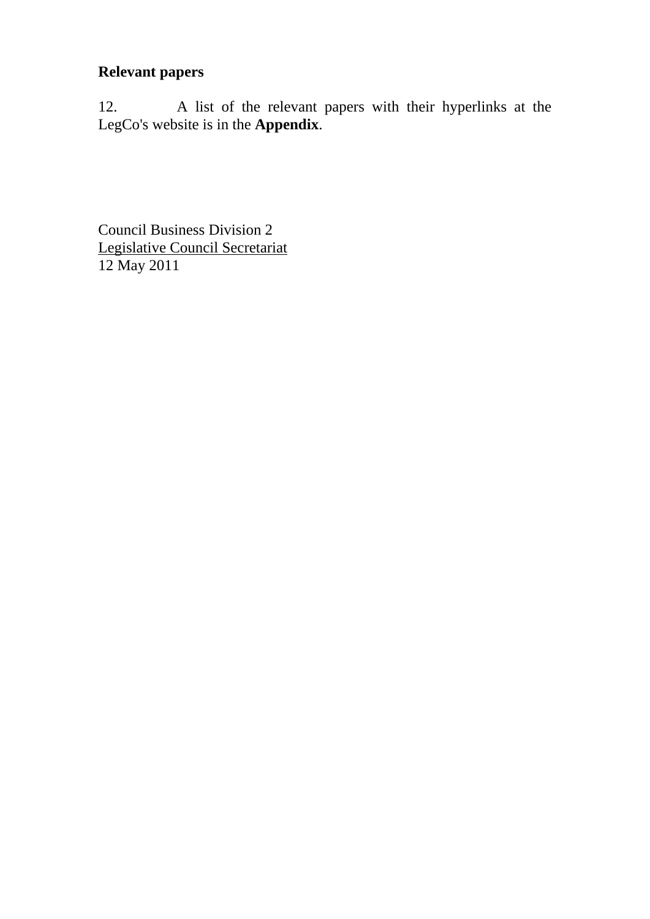**Relevant papers**

12. A list of the relevant papers with their hyperlinks at the LegCo's website is in the **Appendix**.

Council Business Division 2
Legislative Council Secretariat
12 May 2011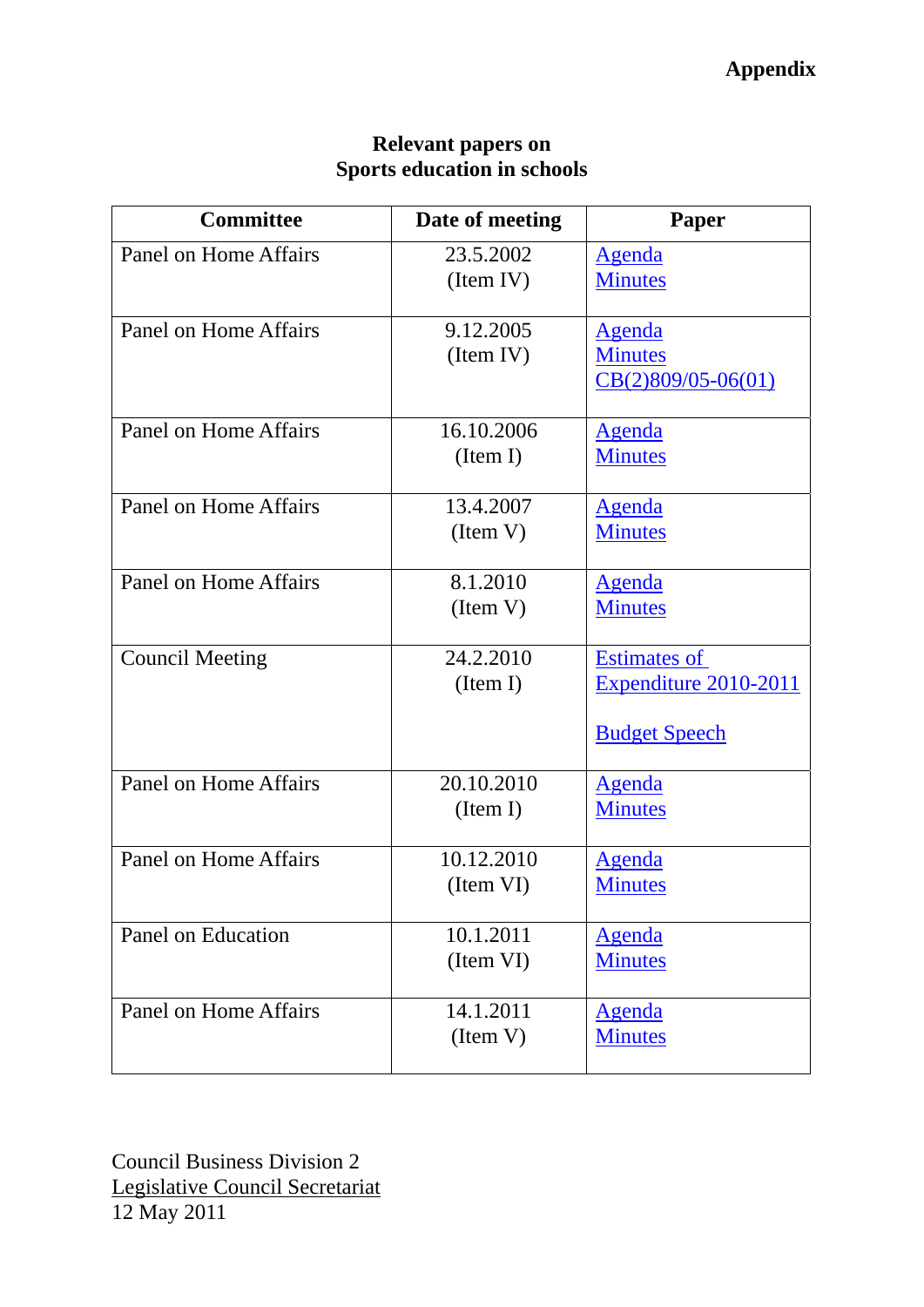**Appendix**

## Relevant papers on Sports education in schools

| Committee | Date of meeting | Paper |
|---|---|---|
| Panel on Home Affairs | 23.5.2002 (Item IV) | Agenda<br>Minutes |
| Panel on Home Affairs | 9.12.2005 (Item IV) | Agenda<br>Minutes<br>CB(2)809/05-06(01) |
| Panel on Home Affairs | 16.10.2006 (Item I) | Agenda<br>Minutes |
| Panel on Home Affairs | 13.4.2007 (Item V) | Agenda<br>Minutes |
| Panel on Home Affairs | 8.1.2010 (Item V) | Agenda<br>Minutes |
| Council Meeting | 24.2.2010 (Item I) | Estimates of Expenditure 2010-2011<br><br>Budget Speech |
| Panel on Home Affairs | 20.10.2010 (Item I) | Agenda<br>Minutes |
| Panel on Home Affairs | 10.12.2010 (Item VI) | Agenda<br>Minutes |
| Panel on Education | 10.1.2011 (Item VI) | Agenda<br>Minutes |
| Panel on Home Affairs | 14.1.2011 (Item V) | Agenda<br>Minutes |

Council Business Division 2
Legislative Council Secretariat
12 May 2011